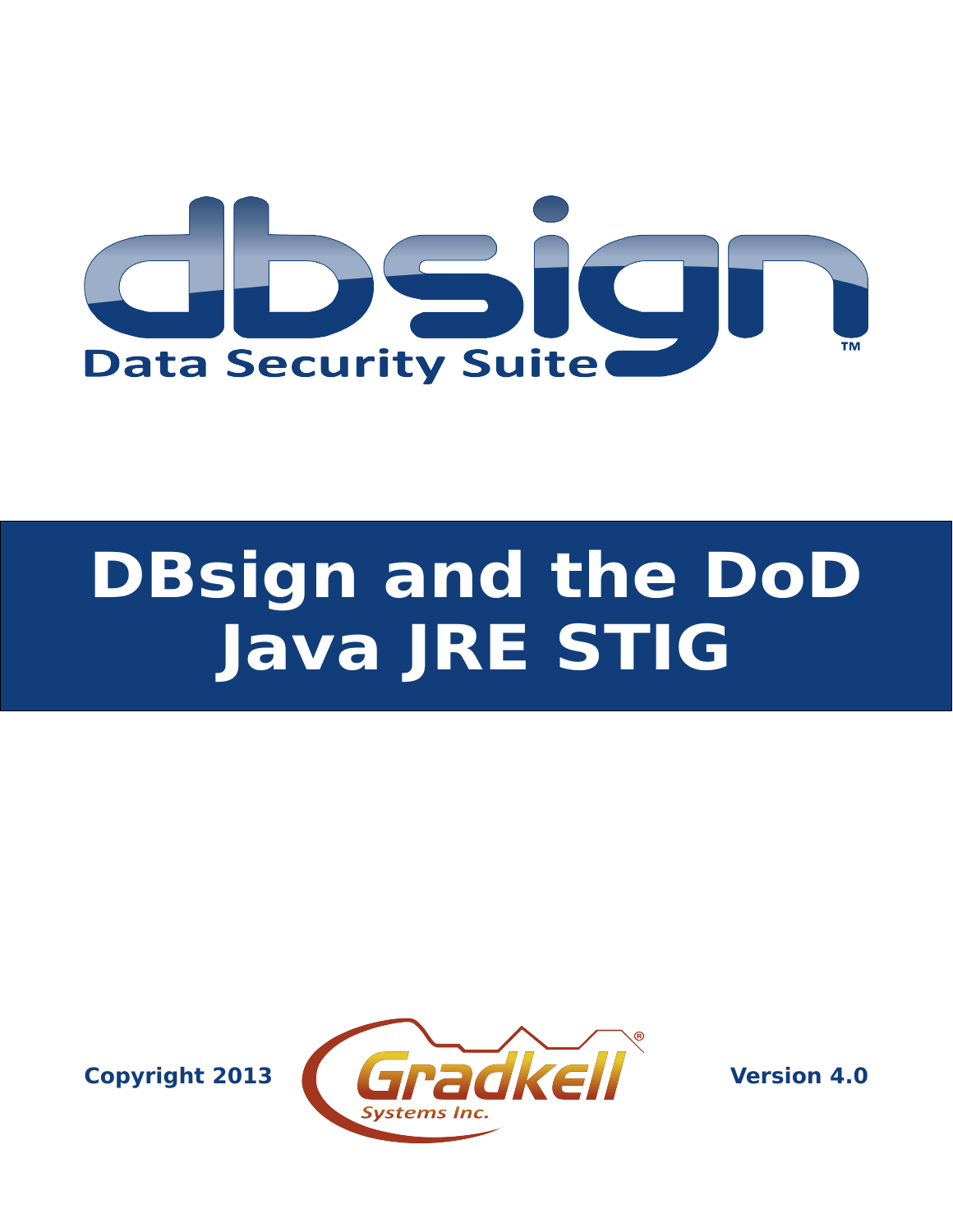dbsign

Data Security Suite™

# DBsign and the DoD Java JRE STIG

Copyright 2013

Gradkell Systems Inc.

Version 4.0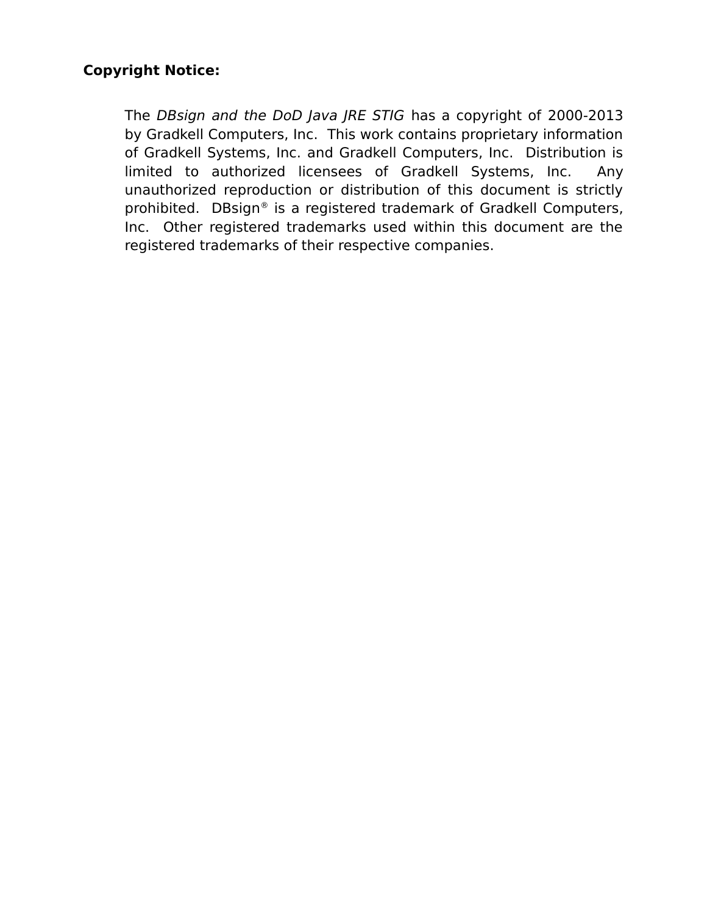**Copyright Notice:**

The *DBsign and the DoD Java JRE STIG* has a copyright of 2000-2013 by Gradkell Computers, Inc. This work contains proprietary information of Gradkell Systems, Inc. and Gradkell Computers, Inc. Distribution is limited to authorized licensees of Gradkell Systems, Inc. Any unauthorized reproduction or distribution of this document is strictly prohibited. DBsign® is a registered trademark of Gradkell Computers, Inc. Other registered trademarks used within this document are the registered trademarks of their respective companies.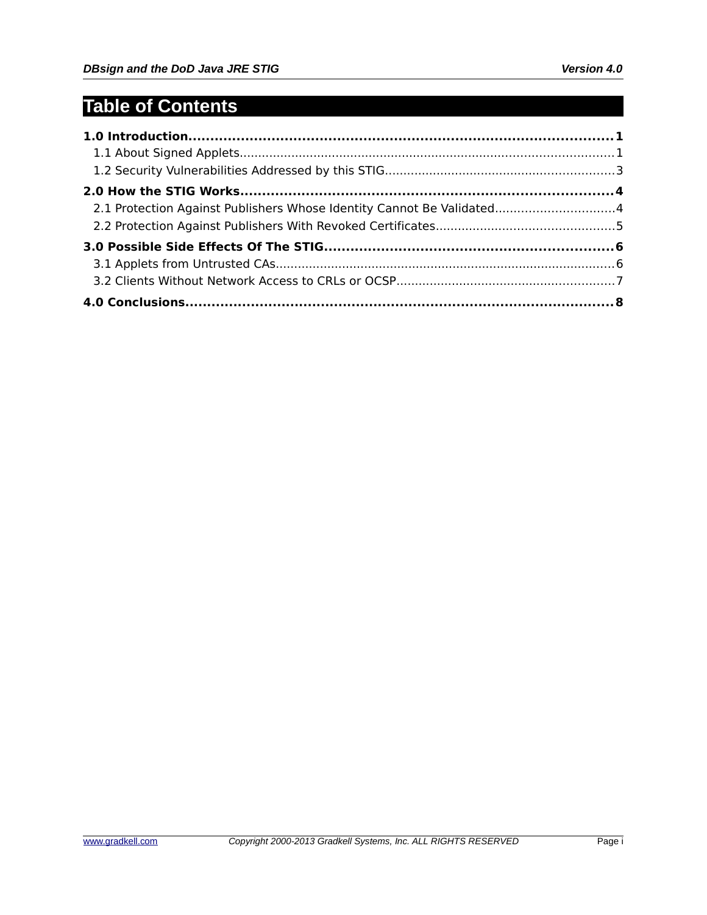# Table of Contents

**1.0 Introduction.................................................................................................1**

1.1 About Signed Applets....................................................................................................1

1.2 Security Vulnerabilities Addressed by this STIG..............................................................3

**2.0 How the STIG Works.....................................................................................4**

2.1 Protection Against Publishers Whose Identity Cannot Be Validated................................4

2.2 Protection Against Publishers With Revoked Certificates................................................5

**3.0 Possible Side Effects Of The STIG.................................................................6**

3.1 Applets from Untrusted CAs...........................................................................................6

3.2 Clients Without Network Access to CRLs or OCSP..........................................................7

**4.0 Conclusions..................................................................................................8**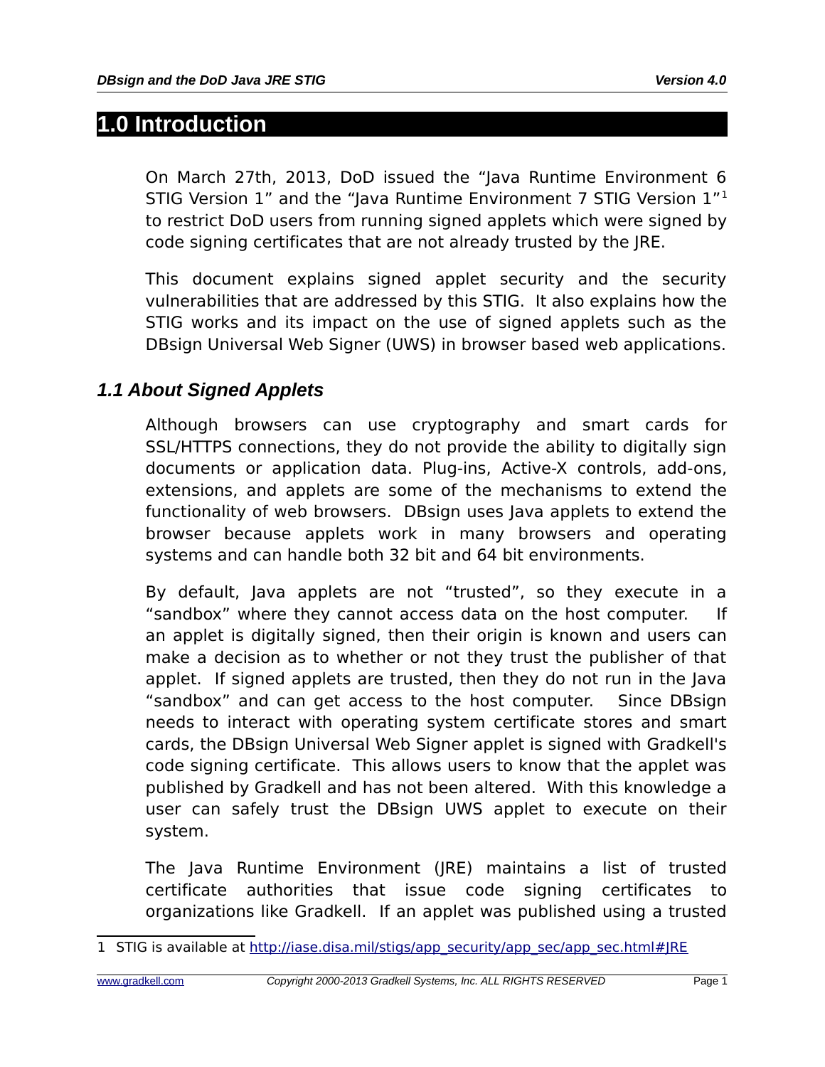# 1.0 Introduction

On March 27th, 2013, DoD issued the “Java Runtime Environment 6 STIG Version 1” and the “Java Runtime Environment 7 STIG Version 1”[1] to restrict DoD users from running signed applets which were signed by code signing certificates that are not already trusted by the JRE.

This document explains signed applet security and the security vulnerabilities that are addressed by this STIG. It also explains how the STIG works and its impact on the use of signed applets such as the DBsign Universal Web Signer (UWS) in browser based web applications.

## *1.1 About Signed Applets*

Although browsers can use cryptography and smart cards for SSL/HTTPS connections, they do not provide the ability to digitally sign documents or application data. Plug-ins, Active-X controls, add-ons, extensions, and applets are some of the mechanisms to extend the functionality of web browsers. DBsign uses Java applets to extend the browser because applets work in many browsers and operating systems and can handle both 32 bit and 64 bit environments.

By default, Java applets are not “trusted”, so they execute in a “sandbox” where they cannot access data on the host computer. If an applet is digitally signed, then their origin is known and users can make a decision as to whether or not they trust the publisher of that applet. If signed applets are trusted, then they do not run in the Java “sandbox” and can get access to the host computer. Since DBsign needs to interact with operating system certificate stores and smart cards, the DBsign Universal Web Signer applet is signed with Gradkell's code signing certificate. This allows users to know that the applet was published by Gradkell and has not been altered. With this knowledge a user can safely trust the DBsign UWS applet to execute on their system.

The Java Runtime Environment (JRE) maintains a list of trusted certificate authorities that issue code signing certificates to organizations like Gradkell. If an applet was published using a trusted

1 STIG is available at http://iase.disa.mil/stigs/app_security/app_sec/app_sec.html#JRE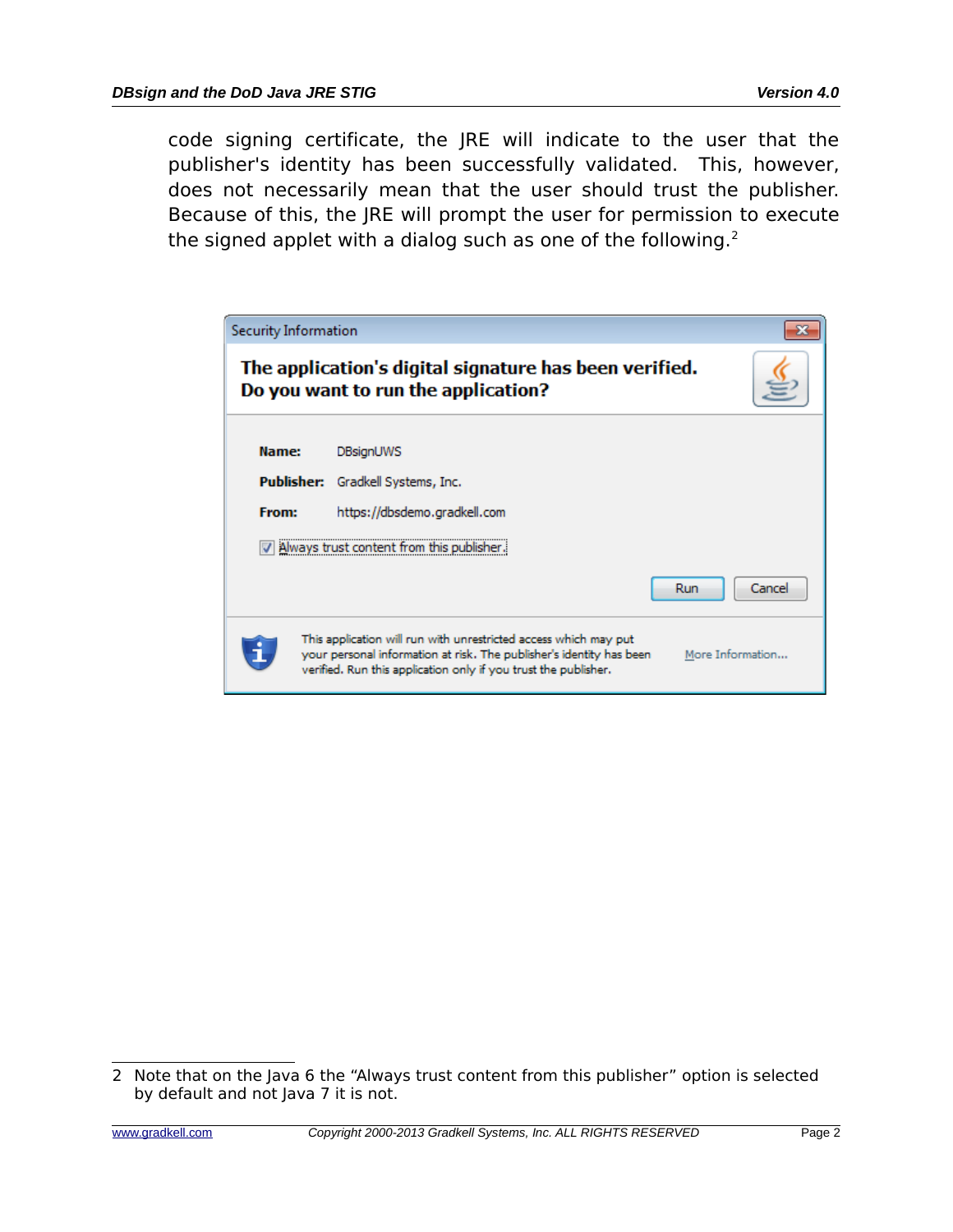code signing certificate, the JRE will indicate to the user that the publisher's identity has been successfully validated. This, however, does not necessarily mean that the user should trust the publisher. Because of this, the JRE will prompt the user for permission to execute the signed applet with a dialog such as one of the following.[2]

Security Information

**The application's digital signature has been verified.**
**Do you want to run the application?**

**Name:** DBsignUWS

**Publisher:** Gradkell Systems, Inc.

**From:** https://dbsdemo.gradkell.com

☑ Always trust content from this publisher.

Run | Cancel

This application will run with unrestricted access which may put your personal information at risk. The publisher's identity has been verified. Run this application only if you trust the publisher.

More Information...

---

2 Note that on the Java 6 the "Always trust content from this publisher" option is selected by default and not Java 7 it is not.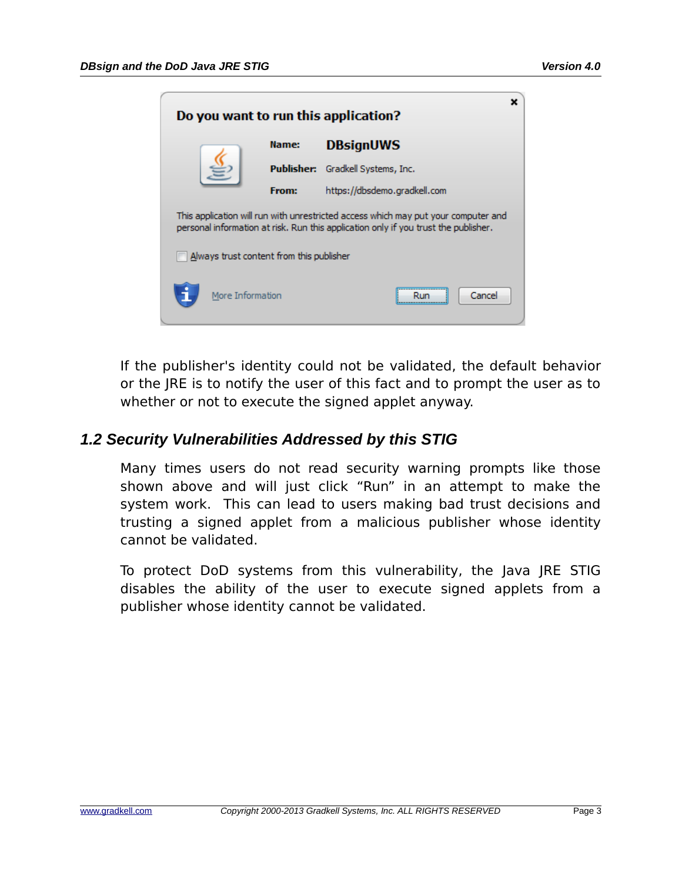If the publisher's identity could not be validated, the default behavior or the JRE is to notify the user of this fact and to prompt the user as to whether or not to execute the signed applet anyway.

### *1.2 Security Vulnerabilities Addressed by this STIG*

Many times users do not read security warning prompts like those shown above and will just click “Run” in an attempt to make the system work. This can lead to users making bad trust decisions and trusting a signed applet from a malicious publisher whose identity cannot be validated.

To protect DoD systems from this vulnerability, the Java JRE STIG disables the ability of the user to execute signed applets from a publisher whose identity cannot be validated.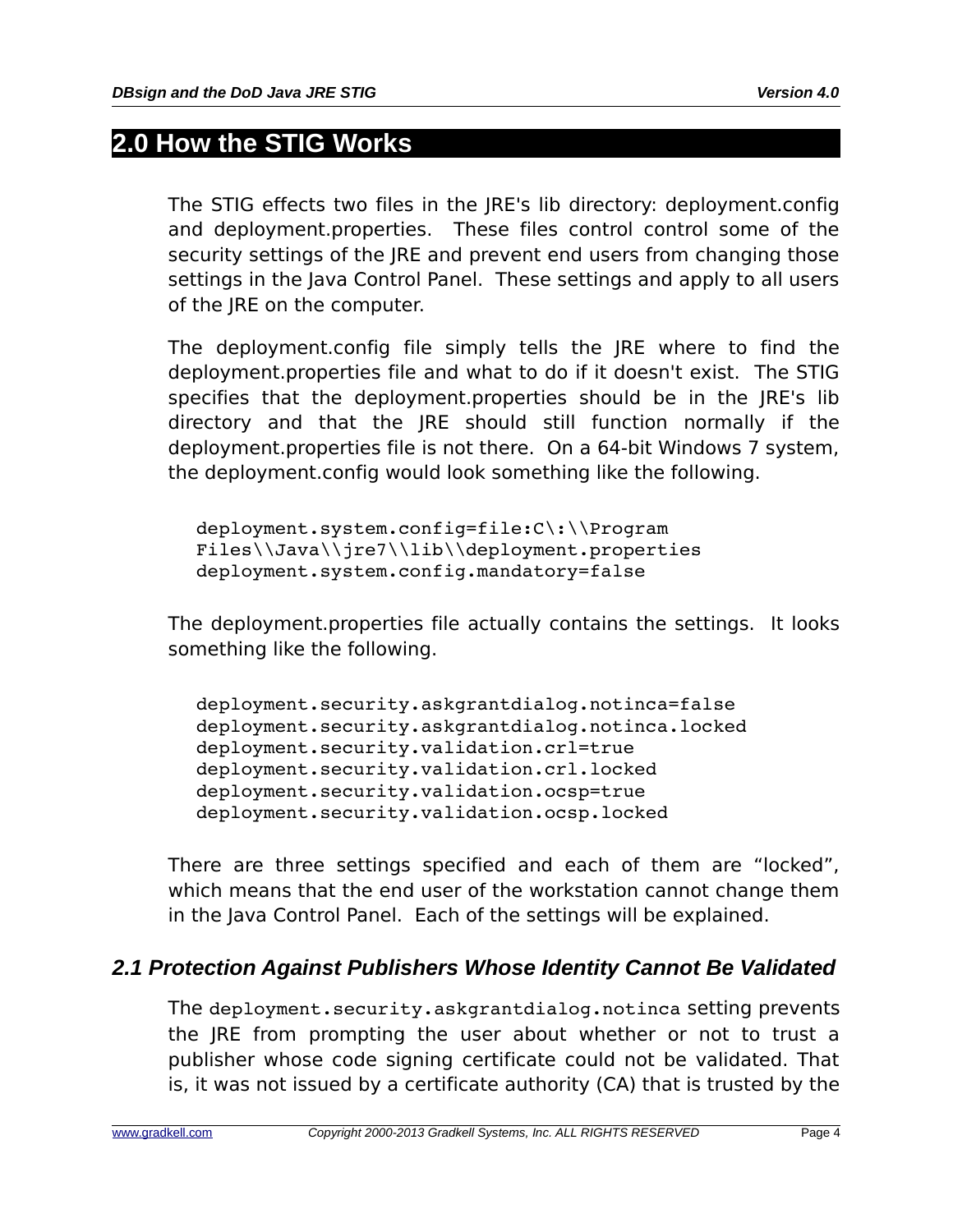# 2.0 How the STIG Works

The STIG effects two files in the JRE's lib directory: deployment.config and deployment.properties. These files control control some of the security settings of the JRE and prevent end users from changing those settings in the Java Control Panel. These settings and apply to all users of the JRE on the computer.

The deployment.config file simply tells the JRE where to find the deployment.properties file and what to do if it doesn't exist. The STIG specifies that the deployment.properties should be in the JRE's lib directory and that the JRE should still function normally if the deployment.properties file is not there. On a 64-bit Windows 7 system, the deployment.config would look something like the following.

```
deployment.system.config=file:C\:\\Program
Files\\Java\\jre7\\lib\\deployment.properties
deployment.system.config.mandatory=false
```

The deployment.properties file actually contains the settings. It looks something like the following.

```
deployment.security.askgrantdialog.notinca=false
deployment.security.askgrantdialog.notinca.locked
deployment.security.validation.crl=true
deployment.security.validation.crl.locked
deployment.security.validation.ocsp=true
deployment.security.validation.ocsp.locked
```

There are three settings specified and each of them are "locked", which means that the end user of the workstation cannot change them in the Java Control Panel. Each of the settings will be explained.

## *2.1 Protection Against Publishers Whose Identity Cannot Be Validated*

The `deployment.security.askgrantdialog.notinca` setting prevents the JRE from prompting the user about whether or not to trust a publisher whose code signing certificate could not be validated. That is, it was not issued by a certificate authority (CA) that is trusted by the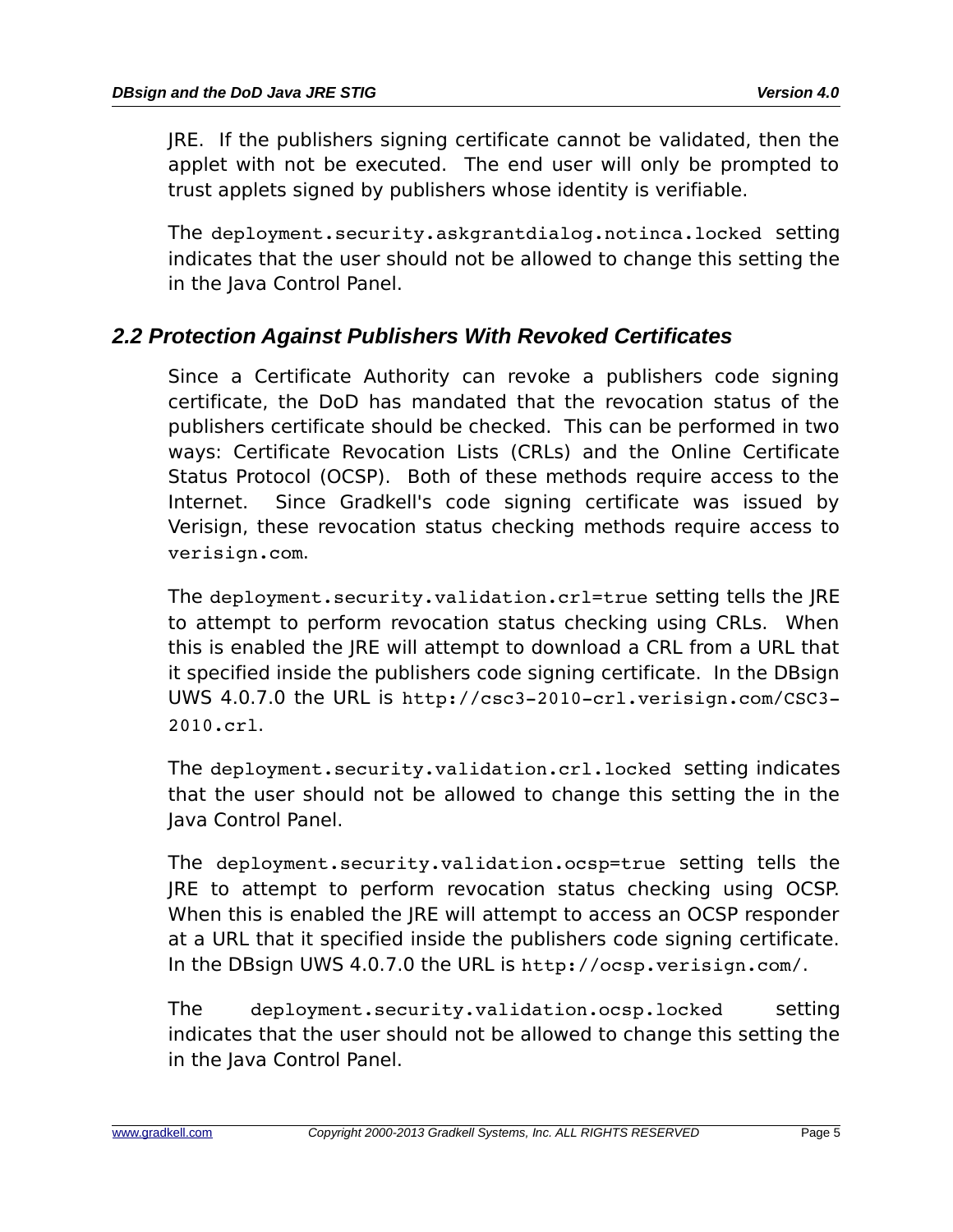JRE. If the publishers signing certificate cannot be validated, then the applet with not be executed. The end user will only be prompted to trust applets signed by publishers whose identity is verifiable.

The `deployment.security.askgrantdialog.notinca.locked` setting indicates that the user should not be allowed to change this setting the in the Java Control Panel.

## 2.2 Protection Against Publishers With Revoked Certificates

Since a Certificate Authority can revoke a publishers code signing certificate, the DoD has mandated that the revocation status of the publishers certificate should be checked. This can be performed in two ways: Certificate Revocation Lists (CRLs) and the Online Certificate Status Protocol (OCSP). Both of these methods require access to the Internet. Since Gradkell's code signing certificate was issued by Verisign, these revocation status checking methods require access to `verisign.com`.

The `deployment.security.validation.crl=true` setting tells the JRE to attempt to perform revocation status checking using CRLs. When this is enabled the JRE will attempt to download a CRL from a URL that it specified inside the publishers code signing certificate. In the DBsign UWS 4.0.7.0 the URL is `http://csc3-2010-crl.verisign.com/CSC3-2010.crl`.

The `deployment.security.validation.crl.locked` setting indicates that the user should not be allowed to change this setting the in the Java Control Panel.

The `deployment.security.validation.ocsp=true` setting tells the JRE to attempt to perform revocation status checking using OCSP. When this is enabled the JRE will attempt to access an OCSP responder at a URL that it specified inside the publishers code signing certificate. In the DBsign UWS 4.0.7.0 the URL is `http://ocsp.verisign.com/`.

The `deployment.security.validation.ocsp.locked` setting indicates that the user should not be allowed to change this setting the in the Java Control Panel.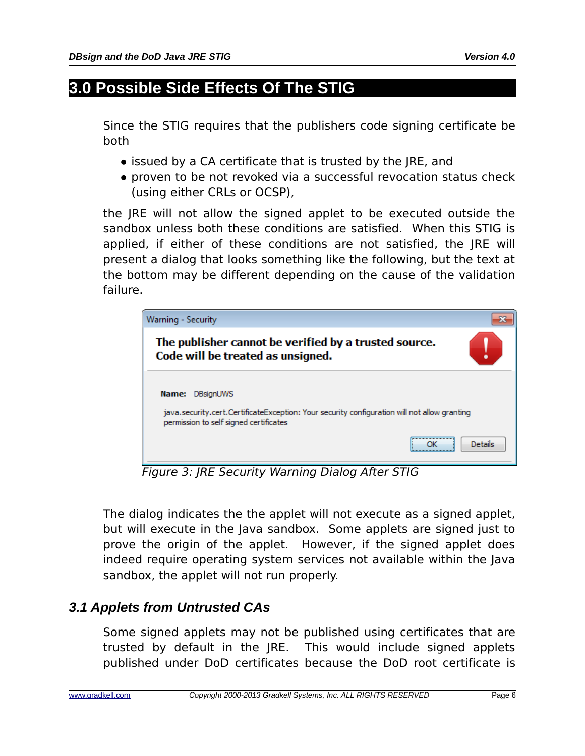# 3.0 Possible Side Effects Of The STIG

Since the STIG requires that the publishers code signing certificate be both

- issued by a CA certificate that is trusted by the JRE, and
- proven to be not revoked via a successful revocation status check (using either CRLs or OCSP),

the JRE will not allow the signed applet to be executed outside the sandbox unless both these conditions are satisfied. When this STIG is applied, if either of these conditions are not satisfied, the JRE will present a dialog that looks something like the following, but the text at the bottom may be different depending on the cause of the validation failure.

*Figure 3: JRE Security Warning Dialog After STIG*

The dialog indicates the the applet will not execute as a signed applet, but will execute in the Java sandbox. Some applets are signed just to prove the origin of the applet. However, if the signed applet does indeed require operating system services not available within the Java sandbox, the applet will not run properly.

## 3.1 Applets from Untrusted CAs

Some signed applets may not be published using certificates that are trusted by default in the JRE. This would include signed applets published under DoD certificates because the DoD root certificate is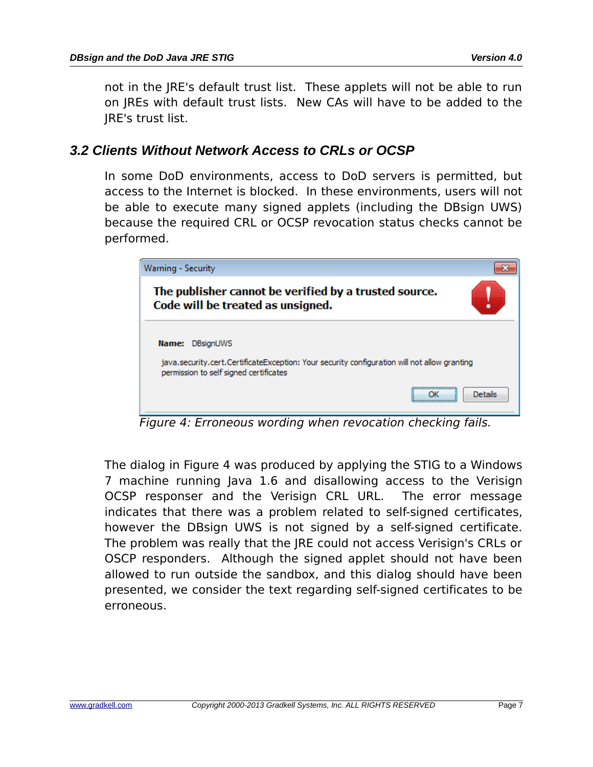not in the JRE's default trust list. These applets will not be able to run on JREs with default trust lists. New CAs will have to be added to the JRE's trust list.

### 3.2 Clients Without Network Access to CRLs or OCSP

In some DoD environments, access to DoD servers is permitted, but access to the Internet is blocked. In these environments, users will not be able to execute many signed applets (including the DBsign UWS) because the required CRL or OCSP revocation status checks cannot be performed.

*Figure 4: Erroneous wording when revocation checking fails.*

The dialog in Figure 4 was produced by applying the STIG to a Windows 7 machine running Java 1.6 and disallowing access to the Verisign OCSP responser and the Verisign CRL URL. The error message indicates that there was a problem related to self-signed certificates, however the DBsign UWS is not signed by a self-signed certificate. The problem was really that the JRE could not access Verisign's CRLs or OSCP responders. Although the signed applet should not have been allowed to run outside the sandbox, and this dialog should have been presented, we consider the text regarding self-signed certificates to be erroneous.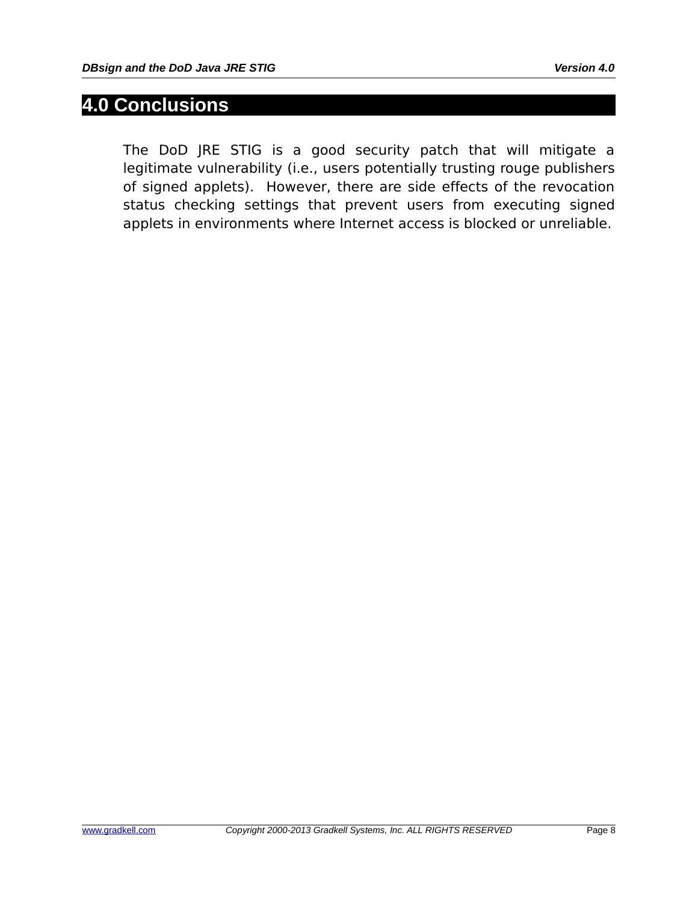# 4.0 Conclusions

The DoD JRE STIG is a good security patch that will mitigate a legitimate vulnerability (i.e., users potentially trusting rouge publishers of signed applets). However, there are side effects of the revocation status checking settings that prevent users from executing signed applets in environments where Internet access is blocked or unreliable.